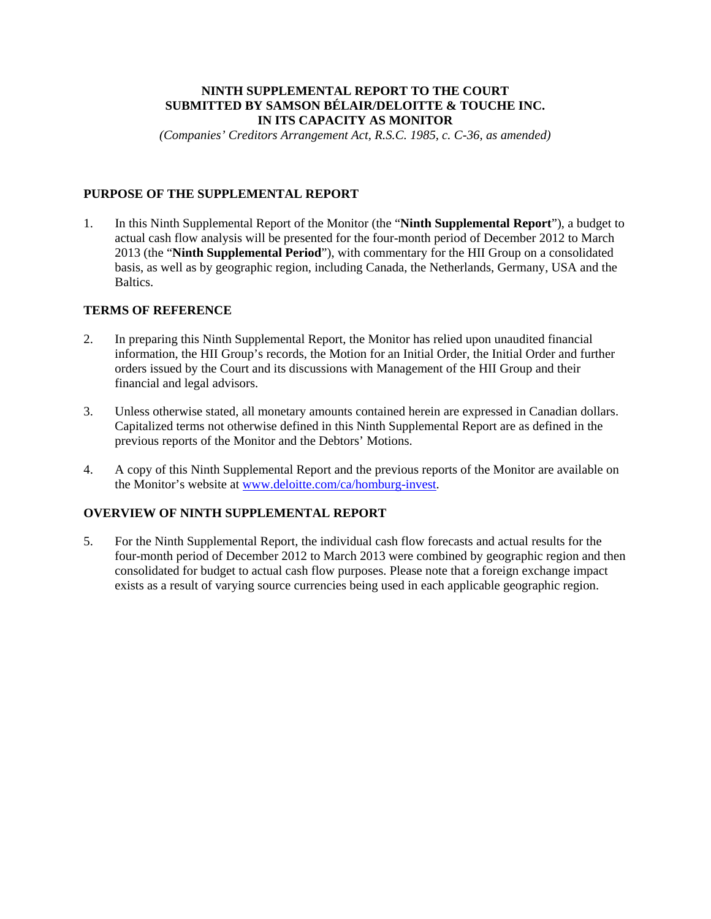# NINTH SUPPLEMENTAL REPORT TO THE COURT SUBMITTED BY SAMSON BÉLAIR/DELOITTE & TOUCHE INC. IN ITS CAPACITY AS MONITOR

*(Companies' Creditors Arrangement Act, R.S.C. 1985, c. C-36, as amended)*

## PURPOSE OF THE SUPPLEMENTAL REPORT

1. In this Ninth Supplemental Report of the Monitor (the "**Ninth Supplemental Report**"), a budget to actual cash flow analysis will be presented for the four-month period of December 2012 to March 2013 (the "**Ninth Supplemental Period**"), with commentary for the HII Group on a consolidated basis, as well as by geographic region, including Canada, the Netherlands, Germany, USA and the Baltics.

## TERMS OF REFERENCE

2. In preparing this Ninth Supplemental Report, the Monitor has relied upon unaudited financial information, the HII Group's records, the Motion for an Initial Order, the Initial Order and further orders issued by the Court and its discussions with Management of the HII Group and their financial and legal advisors.

3. Unless otherwise stated, all monetary amounts contained herein are expressed in Canadian dollars. Capitalized terms not otherwise defined in this Ninth Supplemental Report are as defined in the previous reports of the Monitor and the Debtors' Motions.

4. A copy of this Ninth Supplemental Report and the previous reports of the Monitor are available on the Monitor's website at www.deloitte.com/ca/homburg-invest.

## OVERVIEW OF NINTH SUPPLEMENTAL REPORT

5. For the Ninth Supplemental Report, the individual cash flow forecasts and actual results for the four-month period of December 2012 to March 2013 were combined by geographic region and then consolidated for budget to actual cash flow purposes. Please note that a foreign exchange impact exists as a result of varying source currencies being used in each applicable geographic region.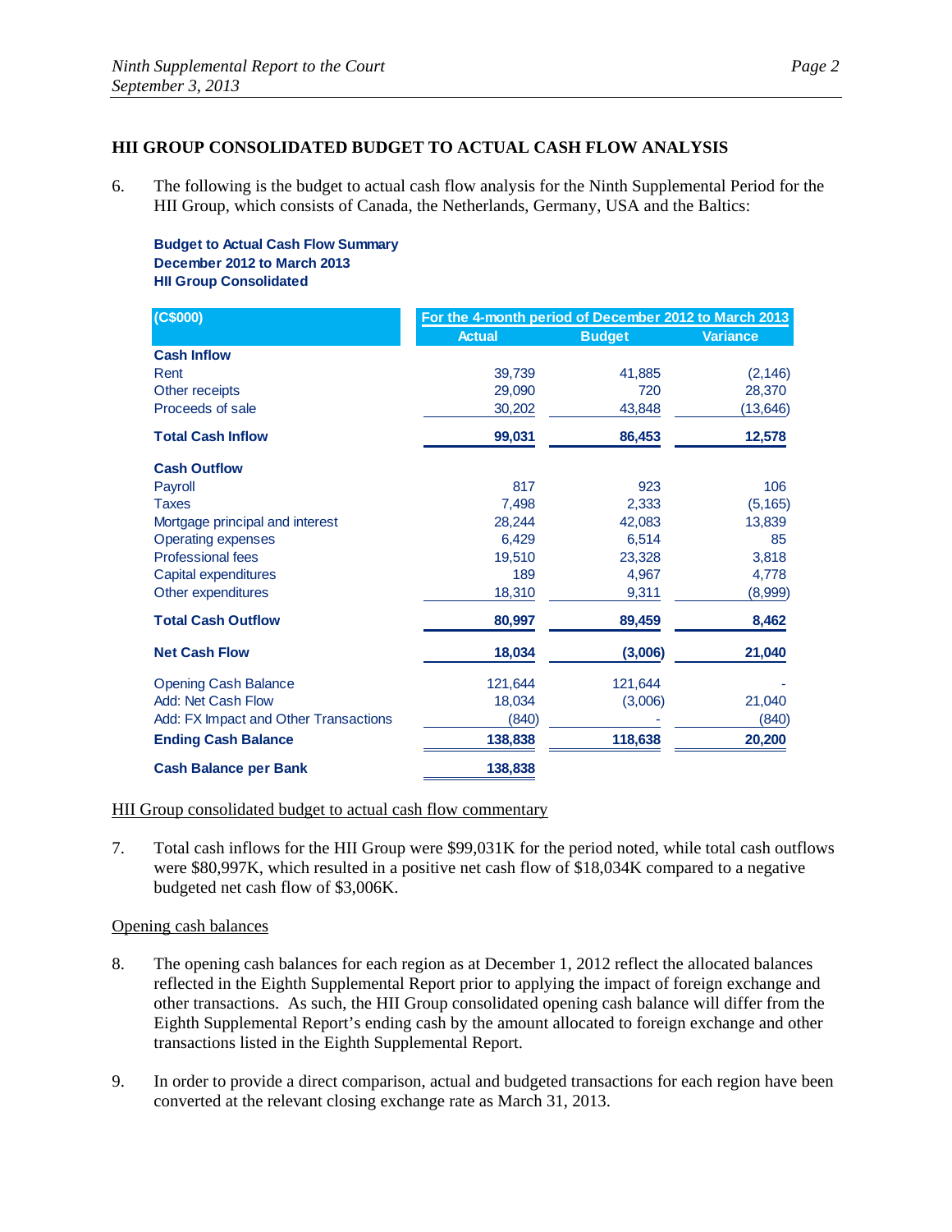## HII GROUP CONSOLIDATED BUDGET TO ACTUAL CASH FLOW ANALYSIS

6. The following is the budget to actual cash flow analysis for the Ninth Supplemental Period for the HII Group, which consists of Canada, the Netherlands, Germany, USA and the Baltics:

**Budget to Actual Cash Flow Summary**
**December 2012 to March 2013**
**HII Group Consolidated**

| (C$000) | For the 4-month period of December 2012 to March 2013 | | |
|---|---|---|---|
| | Actual | Budget | Variance |
| **Cash Inflow** | | | |
| Rent | 39,739 | 41,885 | (2,146) |
| Other receipts | 29,090 | 720 | 28,370 |
| Proceeds of sale | 30,202 | 43,848 | (13,646) |
| **Total Cash Inflow** | **99,031** | **86,453** | **12,578** |
| **Cash Outflow** | | | |
| Payroll | 817 | 923 | 106 |
| Taxes | 7,498 | 2,333 | (5,165) |
| Mortgage principal and interest | 28,244 | 42,083 | 13,839 |
| Operating expenses | 6,429 | 6,514 | 85 |
| Professional fees | 19,510 | 23,328 | 3,818 |
| Capital expenditures | 189 | 4,967 | 4,778 |
| Other expenditures | 18,310 | 9,311 | (8,999) |
| **Total Cash Outflow** | **80,997** | **89,459** | **8,462** |
| **Net Cash Flow** | **18,034** | **(3,006)** | **21,040** |
| Opening Cash Balance | 121,644 | 121,644 | - |
| Add: Net Cash Flow | 18,034 | (3,006) | 21,040 |
| Add: FX Impact and Other Transactions | (840) | - | (840) |
| **Ending Cash Balance** | **138,838** | **118,638** | **20,200** |
| **Cash Balance per Bank** | **138,838** | | |

<u>HII Group consolidated budget to actual cash flow commentary</u>

7. Total cash inflows for the HII Group were $99,031K for the period noted, while total cash outflows were $80,997K, which resulted in a positive net cash flow of $18,034K compared to a negative budgeted net cash flow of $3,006K.

<u>Opening cash balances</u>

8. The opening cash balances for each region as at December 1, 2012 reflect the allocated balances reflected in the Eighth Supplemental Report prior to applying the impact of foreign exchange and other transactions. As such, the HII Group consolidated opening cash balance will differ from the Eighth Supplemental Report's ending cash by the amount allocated to foreign exchange and other transactions listed in the Eighth Supplemental Report.

9. In order to provide a direct comparison, actual and budgeted transactions for each region have been converted at the relevant closing exchange rate as March 31, 2013.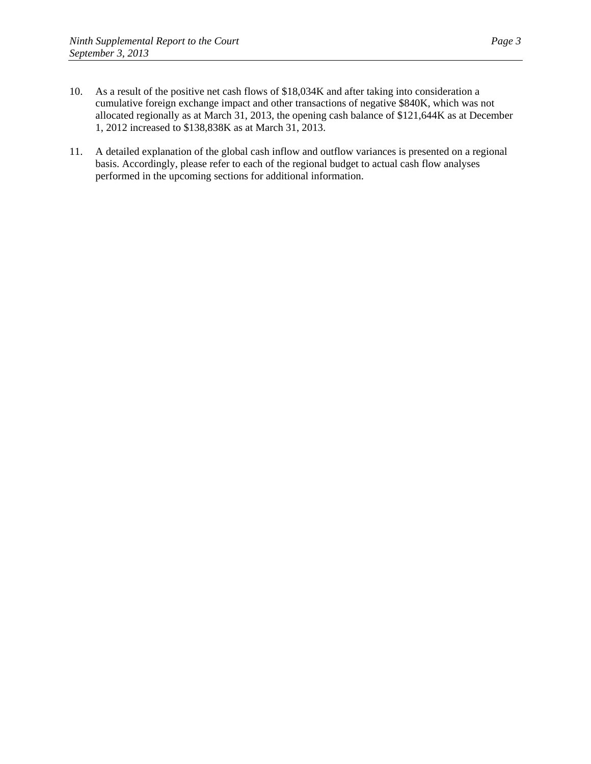10. As a result of the positive net cash flows of $18,034K and after taking into consideration a cumulative foreign exchange impact and other transactions of negative $840K, which was not allocated regionally as at March 31, 2013, the opening cash balance of $121,644K as at December 1, 2012 increased to $138,838K as at March 31, 2013.

11. A detailed explanation of the global cash inflow and outflow variances is presented on a regional basis. Accordingly, please refer to each of the regional budget to actual cash flow analyses performed in the upcoming sections for additional information.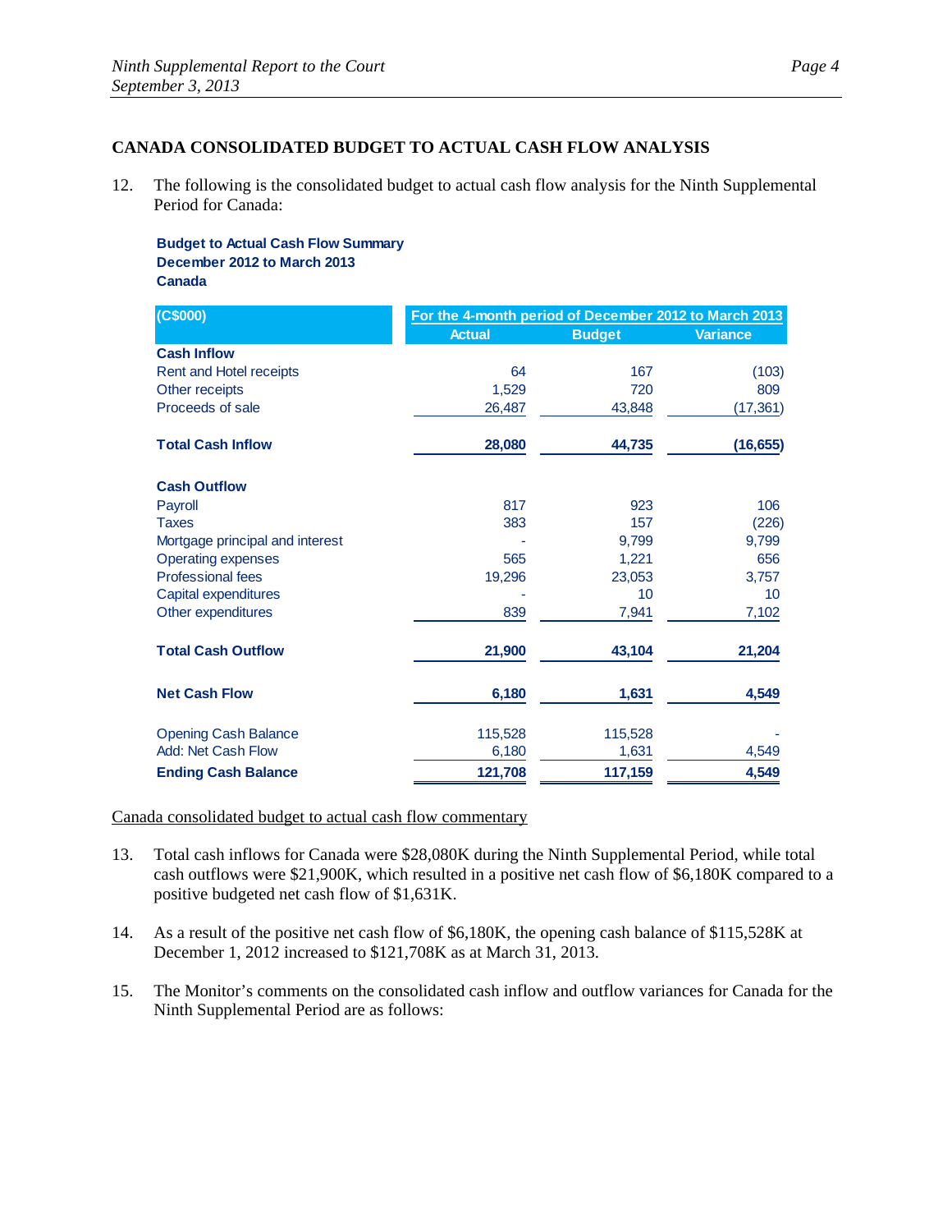## CANADA CONSOLIDATED BUDGET TO ACTUAL CASH FLOW ANALYSIS

12. The following is the consolidated budget to actual cash flow analysis for the Ninth Supplemental Period for Canada:

**Budget to Actual Cash Flow Summary**
**December 2012 to March 2013**
**Canada**

| (C$000) | For the 4-month period of December 2012 to March 2013 | | |
|---|---|---|---|
| | Actual | Budget | Variance |
| **Cash Inflow** | | | |
| Rent and Hotel receipts | 64 | 167 | (103) |
| Other receipts | 1,529 | 720 | 809 |
| Proceeds of sale | 26,487 | 43,848 | (17,361) |
| **Total Cash Inflow** | **28,080** | **44,735** | **(16,655)** |
| **Cash Outflow** | | | |
| Payroll | 817 | 923 | 106 |
| Taxes | 383 | 157 | (226) |
| Mortgage principal and interest | - | 9,799 | 9,799 |
| Operating expenses | 565 | 1,221 | 656 |
| Professional fees | 19,296 | 23,053 | 3,757 |
| Capital expenditures | - | 10 | 10 |
| Other expenditures | 839 | 7,941 | 7,102 |
| **Total Cash Outflow** | **21,900** | **43,104** | **21,204** |
| **Net Cash Flow** | **6,180** | **1,631** | **4,549** |
| Opening Cash Balance | 115,528 | 115,528 | - |
| Add: Net Cash Flow | 6,180 | 1,631 | 4,549 |
| **Ending Cash Balance** | **121,708** | **117,159** | **4,549** |

Canada consolidated budget to actual cash flow commentary

13. Total cash inflows for Canada were $28,080K during the Ninth Supplemental Period, while total cash outflows were $21,900K, which resulted in a positive net cash flow of $6,180K compared to a positive budgeted net cash flow of $1,631K.

14. As a result of the positive net cash flow of $6,180K, the opening cash balance of $115,528K at December 1, 2012 increased to $121,708K as at March 31, 2013.

15. The Monitor's comments on the consolidated cash inflow and outflow variances for Canada for the Ninth Supplemental Period are as follows: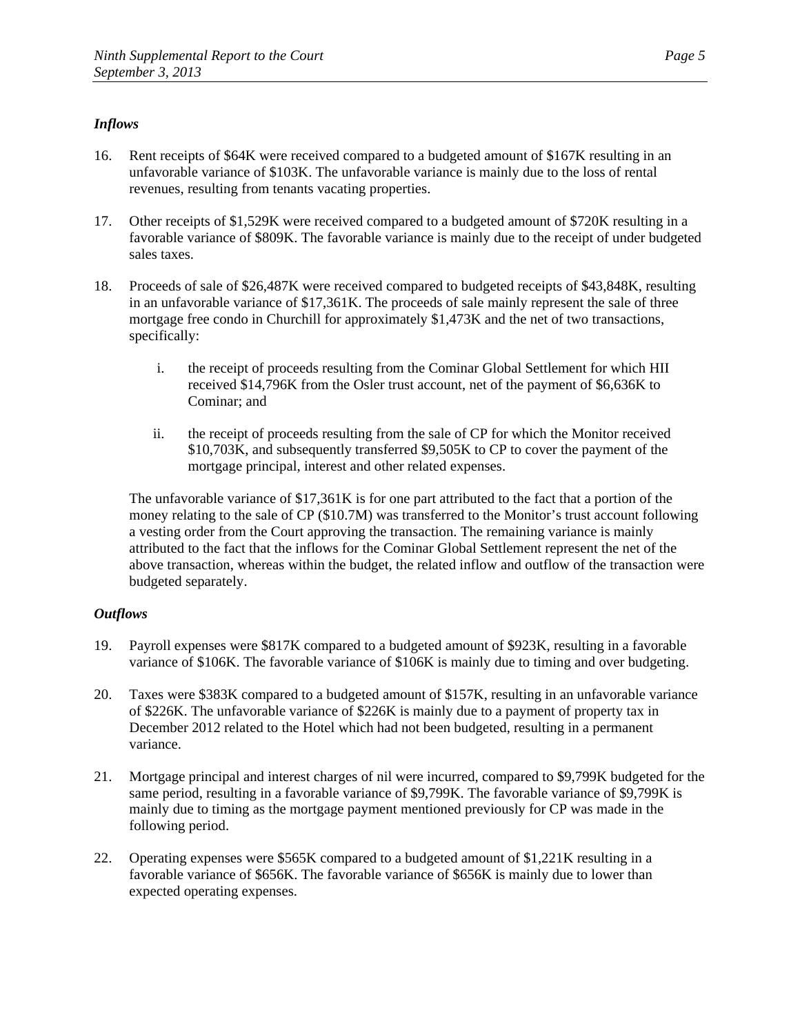### *Inflows*

16. Rent receipts of $64K were received compared to a budgeted amount of $167K resulting in an unfavorable variance of $103K. The unfavorable variance is mainly due to the loss of rental revenues, resulting from tenants vacating properties.

17. Other receipts of $1,529K were received compared to a budgeted amount of $720K resulting in a favorable variance of $809K. The favorable variance is mainly due to the receipt of under budgeted sales taxes.

18. Proceeds of sale of $26,487K were received compared to budgeted receipts of $43,848K, resulting in an unfavorable variance of $17,361K. The proceeds of sale mainly represent the sale of three mortgage free condo in Churchill for approximately $1,473K and the net of two transactions, specifically:

    i. the receipt of proceeds resulting from the Cominar Global Settlement for which HII received $14,796K from the Osler trust account, net of the payment of $6,636K to Cominar; and

    ii. the receipt of proceeds resulting from the sale of CP for which the Monitor received $10,703K, and subsequently transferred $9,505K to CP to cover the payment of the mortgage principal, interest and other related expenses.

    The unfavorable variance of $17,361K is for one part attributed to the fact that a portion of the money relating to the sale of CP ($10.7M) was transferred to the Monitor's trust account following a vesting order from the Court approving the transaction. The remaining variance is mainly attributed to the fact that the inflows for the Cominar Global Settlement represent the net of the above transaction, whereas within the budget, the related inflow and outflow of the transaction were budgeted separately.

### *Outflows*

19. Payroll expenses were $817K compared to a budgeted amount of $923K, resulting in a favorable variance of $106K. The favorable variance of $106K is mainly due to timing and over budgeting.

20. Taxes were $383K compared to a budgeted amount of $157K, resulting in an unfavorable variance of $226K. The unfavorable variance of $226K is mainly due to a payment of property tax in December 2012 related to the Hotel which had not been budgeted, resulting in a permanent variance.

21. Mortgage principal and interest charges of nil were incurred, compared to $9,799K budgeted for the same period, resulting in a favorable variance of $9,799K. The favorable variance of $9,799K is mainly due to timing as the mortgage payment mentioned previously for CP was made in the following period.

22. Operating expenses were $565K compared to a budgeted amount of $1,221K resulting in a favorable variance of $656K. The favorable variance of $656K is mainly due to lower than expected operating expenses.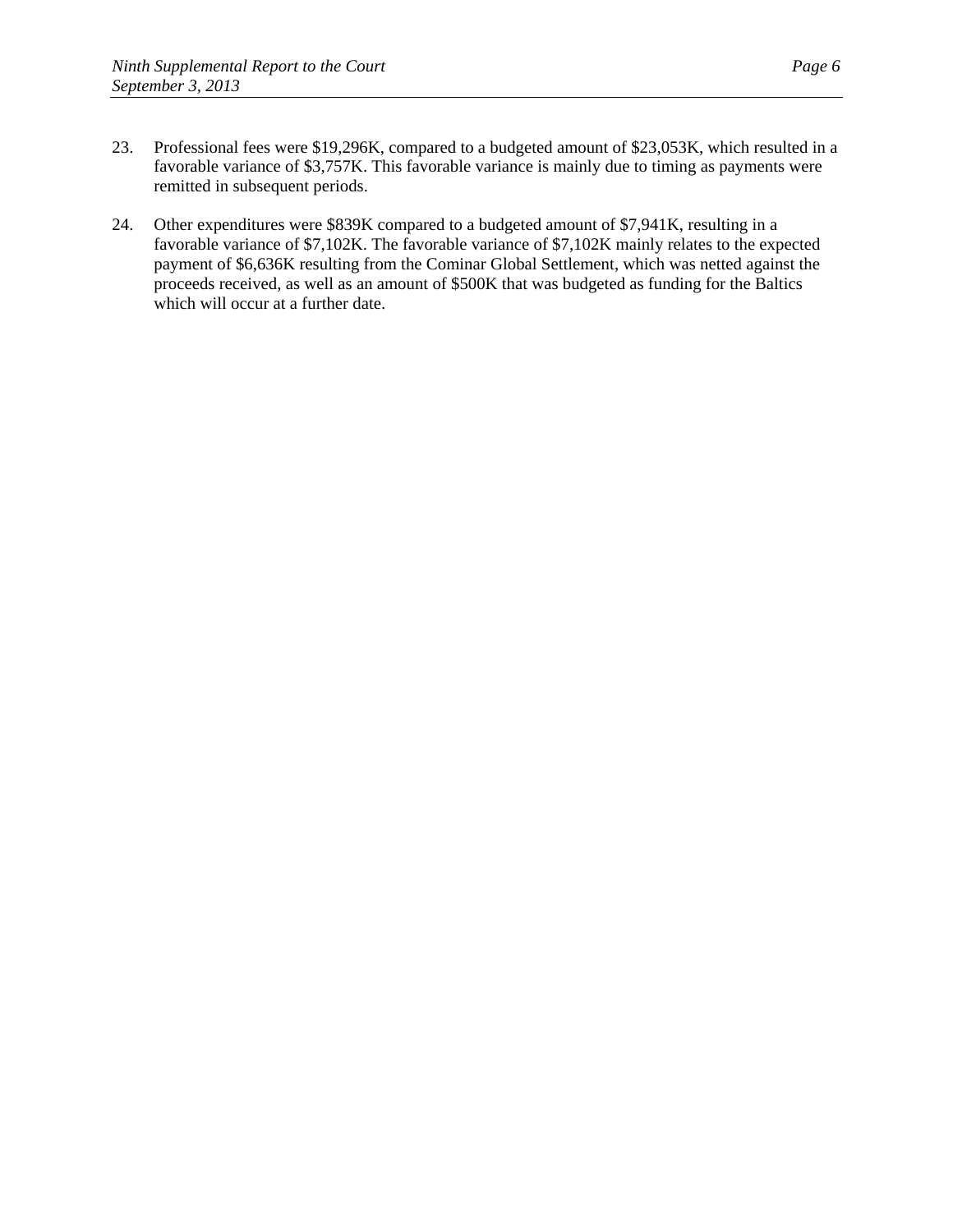23. Professional fees were $19,296K, compared to a budgeted amount of $23,053K, which resulted in a favorable variance of $3,757K. This favorable variance is mainly due to timing as payments were remitted in subsequent periods.

24. Other expenditures were $839K compared to a budgeted amount of $7,941K, resulting in a favorable variance of $7,102K. The favorable variance of $7,102K mainly relates to the expected payment of $6,636K resulting from the Cominar Global Settlement, which was netted against the proceeds received, as well as an amount of $500K that was budgeted as funding for the Baltics which will occur at a further date.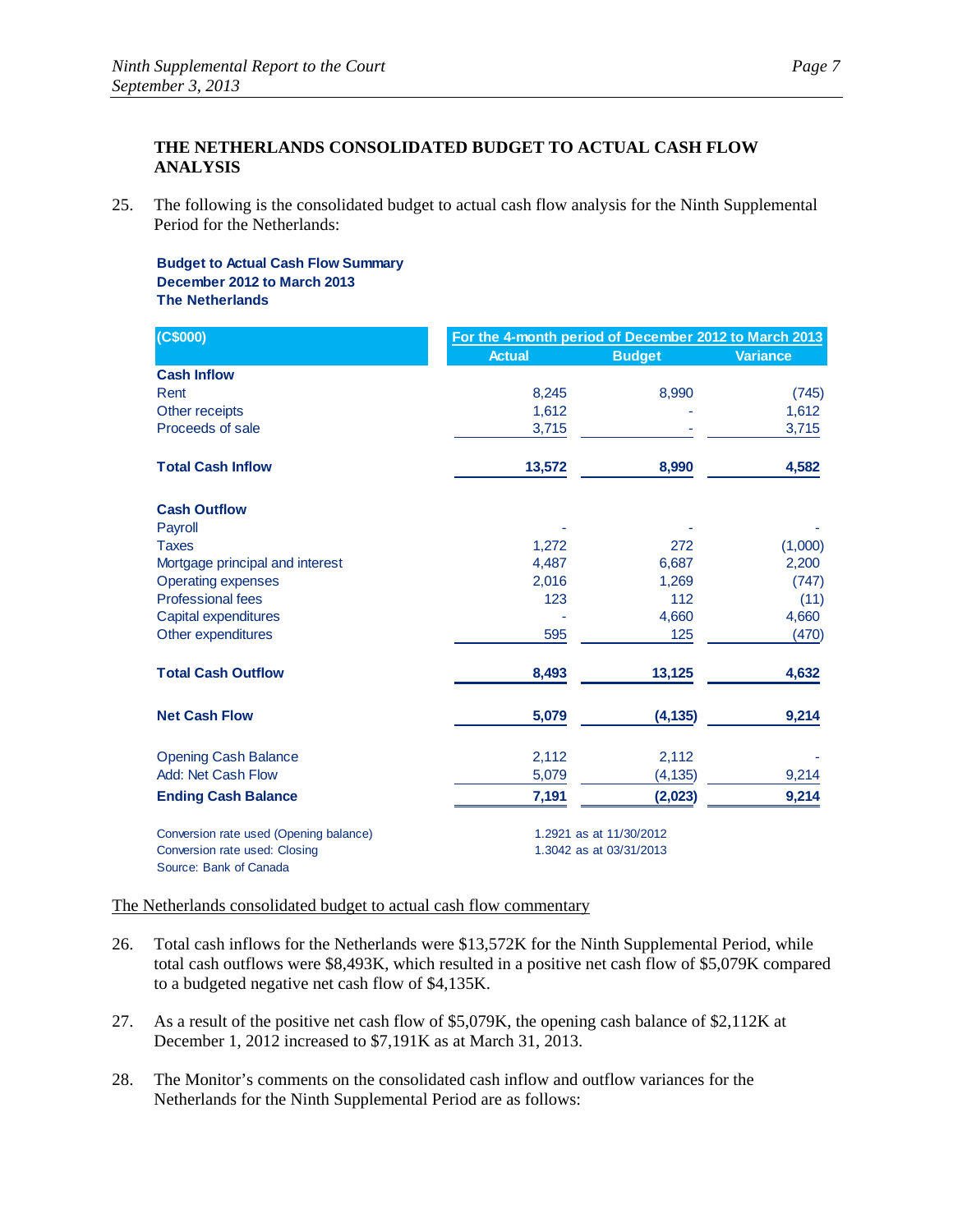## THE NETHERLANDS CONSOLIDATED BUDGET TO ACTUAL CASH FLOW ANALYSIS

25. The following is the consolidated budget to actual cash flow analysis for the Ninth Supplemental Period for the Netherlands:

**Budget to Actual Cash Flow Summary**
**December 2012 to March 2013**
**The Netherlands**

| (C$000) | For the 4-month period of December 2012 to March 2013 | | |
|---|---|---|---|
| | Actual | Budget | Variance |
| **Cash Inflow** | | | |
| Rent | 8,245 | 8,990 | (745) |
| Other receipts | 1,612 | - | 1,612 |
| Proceeds of sale | 3,715 | - | 3,715 |
| **Total Cash Inflow** | **13,572** | **8,990** | **4,582** |
| **Cash Outflow** | | | |
| Payroll | - | - | - |
| Taxes | 1,272 | 272 | (1,000) |
| Mortgage principal and interest | 4,487 | 6,687 | 2,200 |
| Operating expenses | 2,016 | 1,269 | (747) |
| Professional fees | 123 | 112 | (11) |
| Capital expenditures | - | 4,660 | 4,660 |
| Other expenditures | 595 | 125 | (470) |
| **Total Cash Outflow** | **8,493** | **13,125** | **4,632** |
| **Net Cash Flow** | **5,079** | **(4,135)** | **9,214** |
| Opening Cash Balance | 2,112 | 2,112 | - |
| Add: Net Cash Flow | 5,079 | (4,135) | 9,214 |
| **Ending Cash Balance** | **7,191** | **(2,023)** | **9,214** |

Conversion rate used (Opening balance) 1.2921 as at 11/30/2012
Conversion rate used: Closing 1.3042 as at 03/31/2013
Source: Bank of Canada

<u>The Netherlands consolidated budget to actual cash flow commentary</u>

26. Total cash inflows for the Netherlands were $13,572K for the Ninth Supplemental Period, while total cash outflows were $8,493K, which resulted in a positive net cash flow of $5,079K compared to a budgeted negative net cash flow of $4,135K.

27. As a result of the positive net cash flow of $5,079K, the opening cash balance of $2,112K at December 1, 2012 increased to $7,191K as at March 31, 2013.

28. The Monitor's comments on the consolidated cash inflow and outflow variances for the Netherlands for the Ninth Supplemental Period are as follows: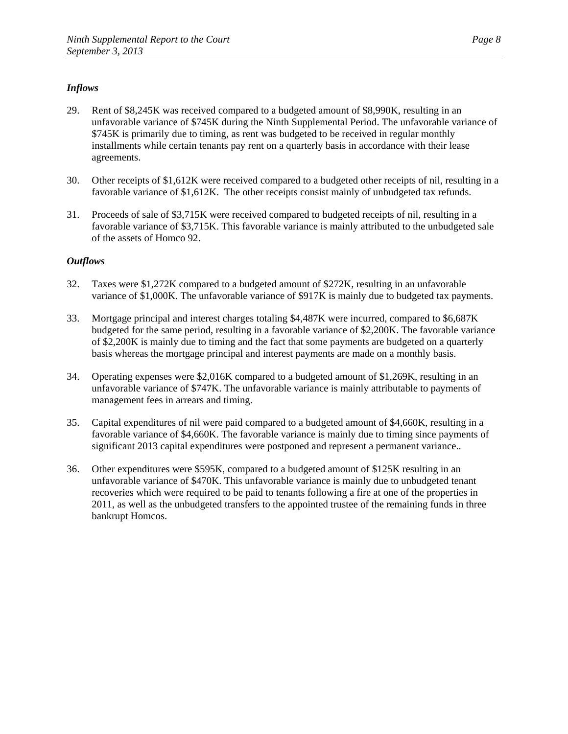### *Inflows*

29. Rent of $8,245K was received compared to a budgeted amount of $8,990K, resulting in an unfavorable variance of $745K during the Ninth Supplemental Period. The unfavorable variance of $745K is primarily due to timing, as rent was budgeted to be received in regular monthly installments while certain tenants pay rent on a quarterly basis in accordance with their lease agreements.

30. Other receipts of $1,612K were received compared to a budgeted other receipts of nil, resulting in a favorable variance of $1,612K. The other receipts consist mainly of unbudgeted tax refunds.

31. Proceeds of sale of $3,715K were received compared to budgeted receipts of nil, resulting in a favorable variance of $3,715K. This favorable variance is mainly attributed to the unbudgeted sale of the assets of Homco 92.

### *Outflows*

32. Taxes were $1,272K compared to a budgeted amount of $272K, resulting in an unfavorable variance of $1,000K. The unfavorable variance of $917K is mainly due to budgeted tax payments.

33. Mortgage principal and interest charges totaling $4,487K were incurred, compared to $6,687K budgeted for the same period, resulting in a favorable variance of $2,200K. The favorable variance of $2,200K is mainly due to timing and the fact that some payments are budgeted on a quarterly basis whereas the mortgage principal and interest payments are made on a monthly basis.

34. Operating expenses were $2,016K compared to a budgeted amount of $1,269K, resulting in an unfavorable variance of $747K. The unfavorable variance is mainly attributable to payments of management fees in arrears and timing.

35. Capital expenditures of nil were paid compared to a budgeted amount of $4,660K, resulting in a favorable variance of $4,660K. The favorable variance is mainly due to timing since payments of significant 2013 capital expenditures were postponed and represent a permanent variance..

36. Other expenditures were $595K, compared to a budgeted amount of $125K resulting in an unfavorable variance of $470K. This unfavorable variance is mainly due to unbudgeted tenant recoveries which were required to be paid to tenants following a fire at one of the properties in 2011, as well as the unbudgeted transfers to the appointed trustee of the remaining funds in three bankrupt Homcos.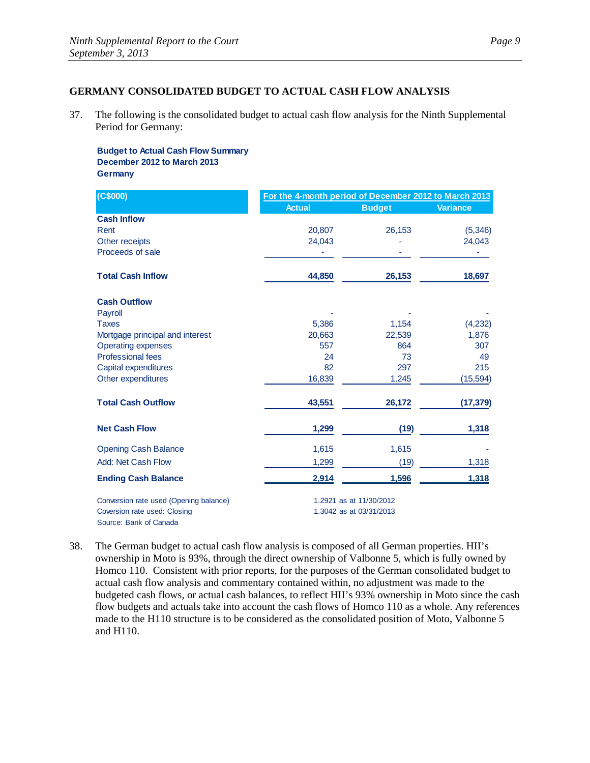## GERMANY CONSOLIDATED BUDGET TO ACTUAL CASH FLOW ANALYSIS

37. The following is the consolidated budget to actual cash flow analysis for the Ninth Supplemental Period for Germany:

**Budget to Actual Cash Flow Summary**
**December 2012 to March 2013**
**Germany**

| (C$000) | For the 4-month period of December 2012 to March 2013 | | |
|---|---|---|---|
| | Actual | Budget | Variance |
| **Cash Inflow** | | | |
| Rent | 20,807 | 26,153 | (5,346) |
| Other receipts | 24,043 | - | 24,043 |
| Proceeds of sale | - | - | - |
| **Total Cash Inflow** | **44,850** | **26,153** | **18,697** |
| **Cash Outflow** | | | |
| Payroll | - | - | - |
| Taxes | 5,386 | 1,154 | (4,232) |
| Mortgage principal and interest | 20,663 | 22,539 | 1,876 |
| Operating expenses | 557 | 864 | 307 |
| Professional fees | 24 | 73 | 49 |
| Capital expenditures | 82 | 297 | 215 |
| Other expenditures | 16,839 | 1,245 | (15,594) |
| **Total Cash Outflow** | **43,551** | **26,172** | **(17,379)** |
| **Net Cash Flow** | **1,299** | **(19)** | **1,318** |
| Opening Cash Balance | 1,615 | 1,615 | - |
| Add: Net Cash Flow | 1,299 | (19) | 1,318 |
| **Ending Cash Balance** | **2,914** | **1,596** | **1,318** |

Conversion rate used (Opening balance) 1.2921 as at 11/30/2012
Coversion rate used: Closing 1.3042 as at 03/31/2013
Source: Bank of Canada

38. The German budget to actual cash flow analysis is composed of all German properties. HII's ownership in Moto is 93%, through the direct ownership of Valbonne 5, which is fully owned by Homco 110. Consistent with prior reports, for the purposes of the German consolidated budget to actual cash flow analysis and commentary contained within, no adjustment was made to the budgeted cash flows, or actual cash balances, to reflect HII's 93% ownership in Moto since the cash flow budgets and actuals take into account the cash flows of Homco 110 as a whole. Any references made to the H110 structure is to be considered as the consolidated position of Moto, Valbonne 5 and H110.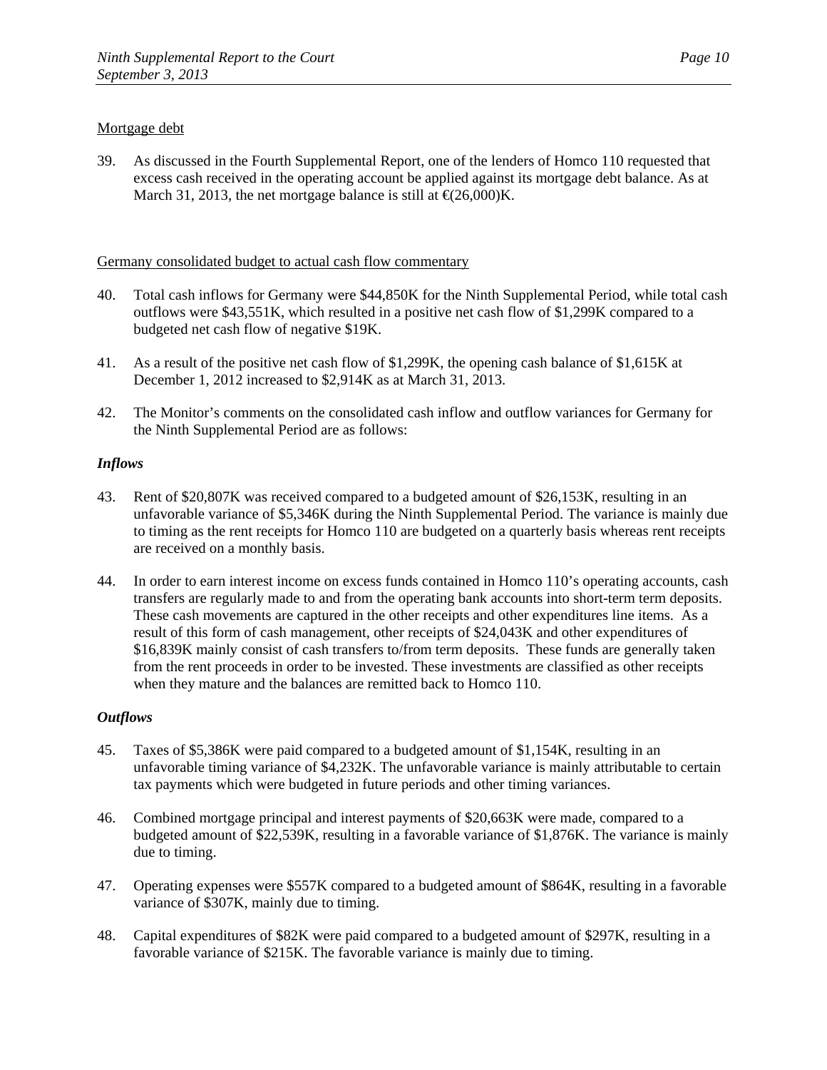Mortgage debt

39. As discussed in the Fourth Supplemental Report, one of the lenders of Homco 110 requested that excess cash received in the operating account be applied against its mortgage debt balance. As at March 31, 2013, the net mortgage balance is still at €(26,000)K.

Germany consolidated budget to actual cash flow commentary

40. Total cash inflows for Germany were $44,850K for the Ninth Supplemental Period, while total cash outflows were $43,551K, which resulted in a positive net cash flow of $1,299K compared to a budgeted net cash flow of negative $19K.

41. As a result of the positive net cash flow of $1,299K, the opening cash balance of $1,615K at December 1, 2012 increased to $2,914K as at March 31, 2013.

42. The Monitor's comments on the consolidated cash inflow and outflow variances for Germany for the Ninth Supplemental Period are as follows:

***Inflows***

43. Rent of $20,807K was received compared to a budgeted amount of $26,153K, resulting in an unfavorable variance of $5,346K during the Ninth Supplemental Period. The variance is mainly due to timing as the rent receipts for Homco 110 are budgeted on a quarterly basis whereas rent receipts are received on a monthly basis.

44. In order to earn interest income on excess funds contained in Homco 110's operating accounts, cash transfers are regularly made to and from the operating bank accounts into short-term term deposits. These cash movements are captured in the other receipts and other expenditures line items. As a result of this form of cash management, other receipts of $24,043K and other expenditures of $16,839K mainly consist of cash transfers to/from term deposits. These funds are generally taken from the rent proceeds in order to be invested. These investments are classified as other receipts when they mature and the balances are remitted back to Homco 110.

***Outflows***

45. Taxes of $5,386K were paid compared to a budgeted amount of $1,154K, resulting in an unfavorable timing variance of $4,232K. The unfavorable variance is mainly attributable to certain tax payments which were budgeted in future periods and other timing variances.

46. Combined mortgage principal and interest payments of $20,663K were made, compared to a budgeted amount of $22,539K, resulting in a favorable variance of $1,876K. The variance is mainly due to timing.

47. Operating expenses were $557K compared to a budgeted amount of $864K, resulting in a favorable variance of $307K, mainly due to timing.

48. Capital expenditures of $82K were paid compared to a budgeted amount of $297K, resulting in a favorable variance of $215K. The favorable variance is mainly due to timing.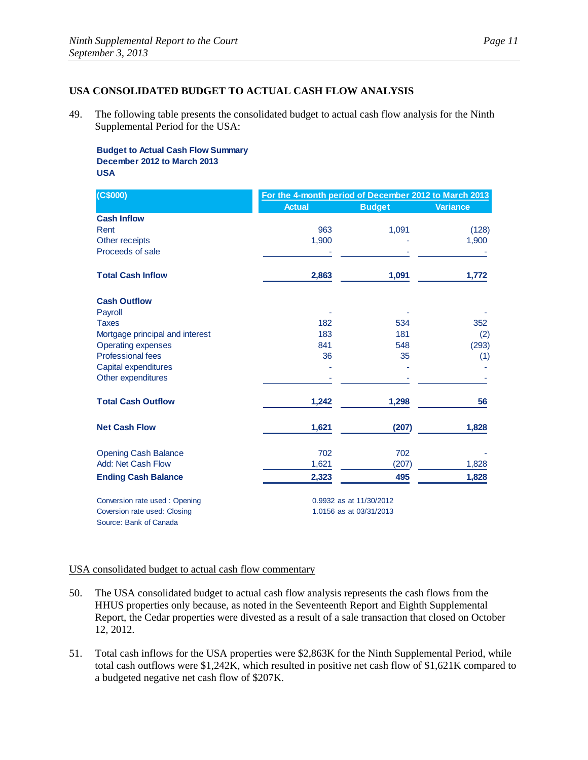## USA CONSOLIDATED BUDGET TO ACTUAL CASH FLOW ANALYSIS

49. The following table presents the consolidated budget to actual cash flow analysis for the Ninth Supplemental Period for the USA:

**Budget to Actual Cash Flow Summary**
**December 2012 to March 2013**
**USA**

| (C$000) | For the 4-month period of December 2012 to March 2013 | | |
|---|---|---|---|
| | Actual | Budget | Variance |
| **Cash Inflow** | | | |
| Rent | 963 | 1,091 | (128) |
| Other receipts | 1,900 | - | 1,900 |
| Proceeds of sale | - | - | - |
| **Total Cash Inflow** | **2,863** | **1,091** | **1,772** |
| **Cash Outflow** | | | |
| Payroll | - | - | - |
| Taxes | 182 | 534 | 352 |
| Mortgage principal and interest | 183 | 181 | (2) |
| Operating expenses | 841 | 548 | (293) |
| Professional fees | 36 | 35 | (1) |
| Capital expenditures | - | - | - |
| Other expenditures | - | - | - |
| **Total Cash Outflow** | **1,242** | **1,298** | **56** |
| **Net Cash Flow** | **1,621** | **(207)** | **1,828** |
| Opening Cash Balance | 702 | 702 | - |
| Add: Net Cash Flow | 1,621 | (207) | 1,828 |
| **Ending Cash Balance** | **2,323** | **495** | **1,828** |

Conversion rate used : Opening 0.9932 as at 11/30/2012
Coversion rate used: Closing 1.0156 as at 03/31/2013
Source: Bank of Canada

USA consolidated budget to actual cash flow commentary

50. The USA consolidated budget to actual cash flow analysis represents the cash flows from the HHUS properties only because, as noted in the Seventeenth Report and Eighth Supplemental Report, the Cedar properties were divested as a result of a sale transaction that closed on October 12, 2012.

51. Total cash inflows for the USA properties were $2,863K for the Ninth Supplemental Period, while total cash outflows were $1,242K, which resulted in positive net cash flow of $1,621K compared to a budgeted negative net cash flow of $207K.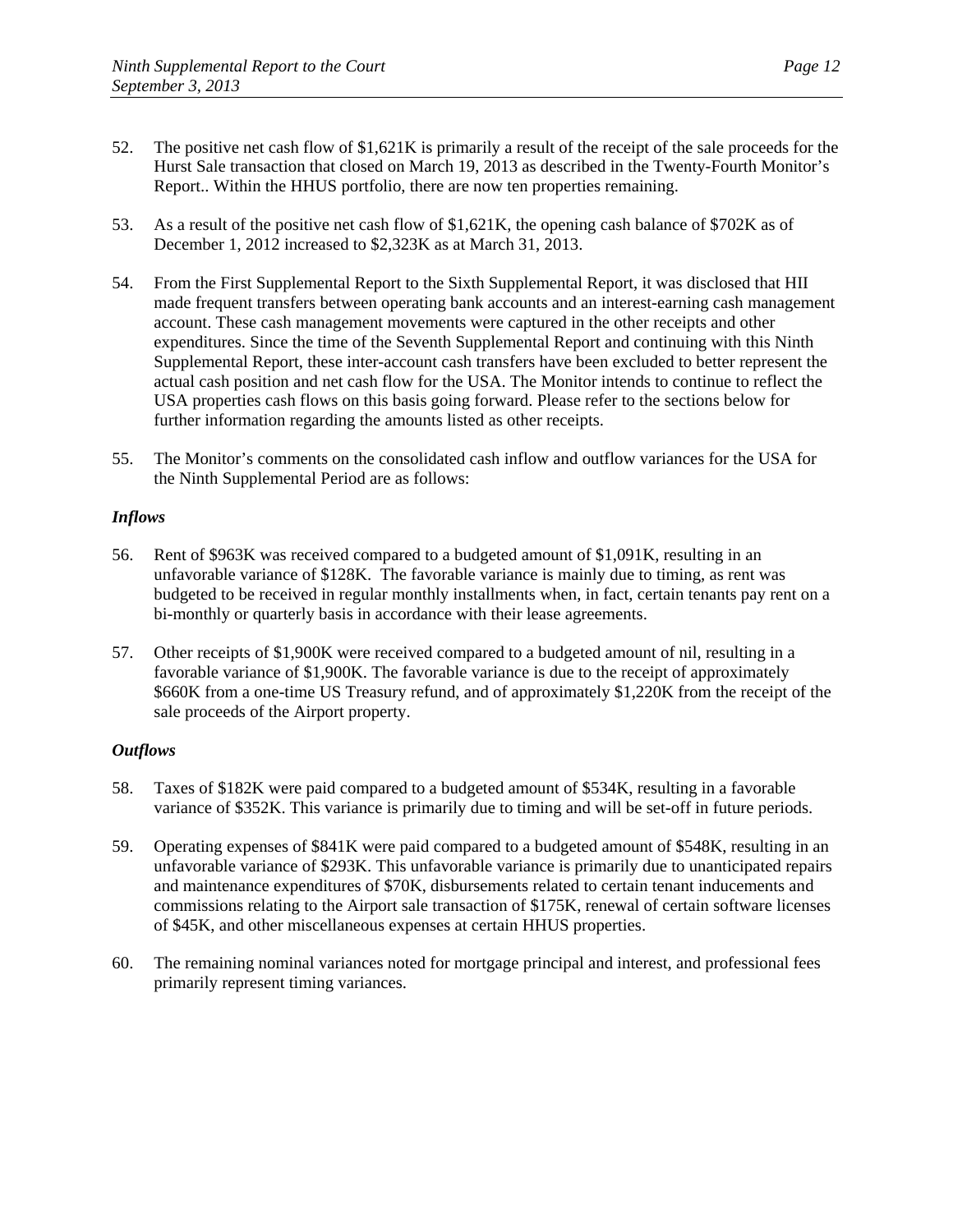52. The positive net cash flow of $1,621K is primarily a result of the receipt of the sale proceeds for the Hurst Sale transaction that closed on March 19, 2013 as described in the Twenty-Fourth Monitor's Report.. Within the HHUS portfolio, there are now ten properties remaining.

53. As a result of the positive net cash flow of $1,621K, the opening cash balance of $702K as of December 1, 2012 increased to $2,323K as at March 31, 2013.

54. From the First Supplemental Report to the Sixth Supplemental Report, it was disclosed that HII made frequent transfers between operating bank accounts and an interest-earning cash management account. These cash management movements were captured in the other receipts and other expenditures. Since the time of the Seventh Supplemental Report and continuing with this Ninth Supplemental Report, these inter-account cash transfers have been excluded to better represent the actual cash position and net cash flow for the USA. The Monitor intends to continue to reflect the USA properties cash flows on this basis going forward. Please refer to the sections below for further information regarding the amounts listed as other receipts.

55. The Monitor's comments on the consolidated cash inflow and outflow variances for the USA for the Ninth Supplemental Period are as follows:

***Inflows***

56. Rent of $963K was received compared to a budgeted amount of $1,091K, resulting in an unfavorable variance of $128K. The favorable variance is mainly due to timing, as rent was budgeted to be received in regular monthly installments when, in fact, certain tenants pay rent on a bi-monthly or quarterly basis in accordance with their lease agreements.

57. Other receipts of $1,900K were received compared to a budgeted amount of nil, resulting in a favorable variance of $1,900K. The favorable variance is due to the receipt of approximately $660K from a one-time US Treasury refund, and of approximately $1,220K from the receipt of the sale proceeds of the Airport property.

***Outflows***

58. Taxes of $182K were paid compared to a budgeted amount of $534K, resulting in a favorable variance of $352K. This variance is primarily due to timing and will be set-off in future periods.

59. Operating expenses of $841K were paid compared to a budgeted amount of $548K, resulting in an unfavorable variance of $293K. This unfavorable variance is primarily due to unanticipated repairs and maintenance expenditures of $70K, disbursements related to certain tenant inducements and commissions relating to the Airport sale transaction of $175K, renewal of certain software licenses of $45K, and other miscellaneous expenses at certain HHUS properties.

60. The remaining nominal variances noted for mortgage principal and interest, and professional fees primarily represent timing variances.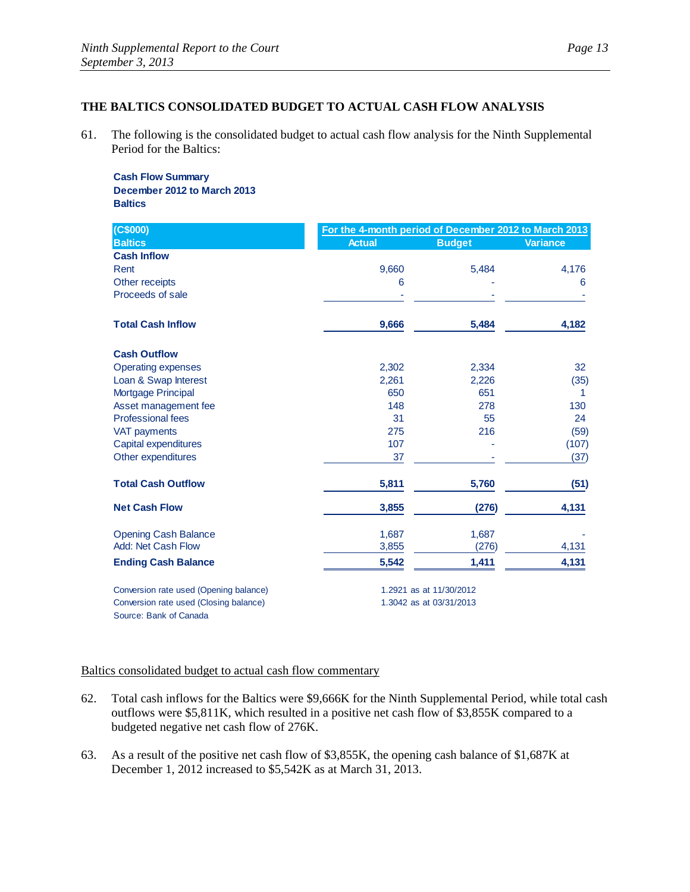## THE BALTICS CONSOLIDATED BUDGET TO ACTUAL CASH FLOW ANALYSIS

61. The following is the consolidated budget to actual cash flow analysis for the Ninth Supplemental Period for the Baltics:

**Cash Flow Summary**
**December 2012 to March 2013**
**Baltics**

| (C$000) | For the 4-month period of December 2012 to March 2013 | | |
|---|---|---|---|
| **Baltics** | **Actual** | **Budget** | **Variance** |
| **Cash Inflow** | | | |
| Rent | 9,660 | 5,484 | 4,176 |
| Other receipts | 6 | - | 6 |
| Proceeds of sale | - | - | - |
| **Total Cash Inflow** | **9,666** | **5,484** | **4,182** |
| **Cash Outflow** | | | |
| Operating expenses | 2,302 | 2,334 | 32 |
| Loan & Swap Interest | 2,261 | 2,226 | (35) |
| Mortgage Principal | 650 | 651 | 1 |
| Asset management fee | 148 | 278 | 130 |
| Professional fees | 31 | 55 | 24 |
| VAT payments | 275 | 216 | (59) |
| Capital expenditures | 107 | - | (107) |
| Other expenditures | 37 | - | (37) |
| **Total Cash Outflow** | **5,811** | **5,760** | **(51)** |
| **Net Cash Flow** | **3,855** | **(276)** | **4,131** |
| Opening Cash Balance | 1,687 | 1,687 | - |
| Add: Net Cash Flow | 3,855 | (276) | 4,131 |
| **Ending Cash Balance** | **5,542** | **1,411** | **4,131** |

Conversion rate used (Opening balance) 1.2921 as at 11/30/2012
Conversion rate used (Closing balance) 1.3042 as at 03/31/2013
Source: Bank of Canada

<u>Baltics consolidated budget to actual cash flow commentary</u>

62. Total cash inflows for the Baltics were $9,666K for the Ninth Supplemental Period, while total cash outflows were $5,811K, which resulted in a positive net cash flow of $3,855K compared to a budgeted negative net cash flow of 276K.

63. As a result of the positive net cash flow of $3,855K, the opening cash balance of $1,687K at December 1, 2012 increased to $5,542K as at March 31, 2013.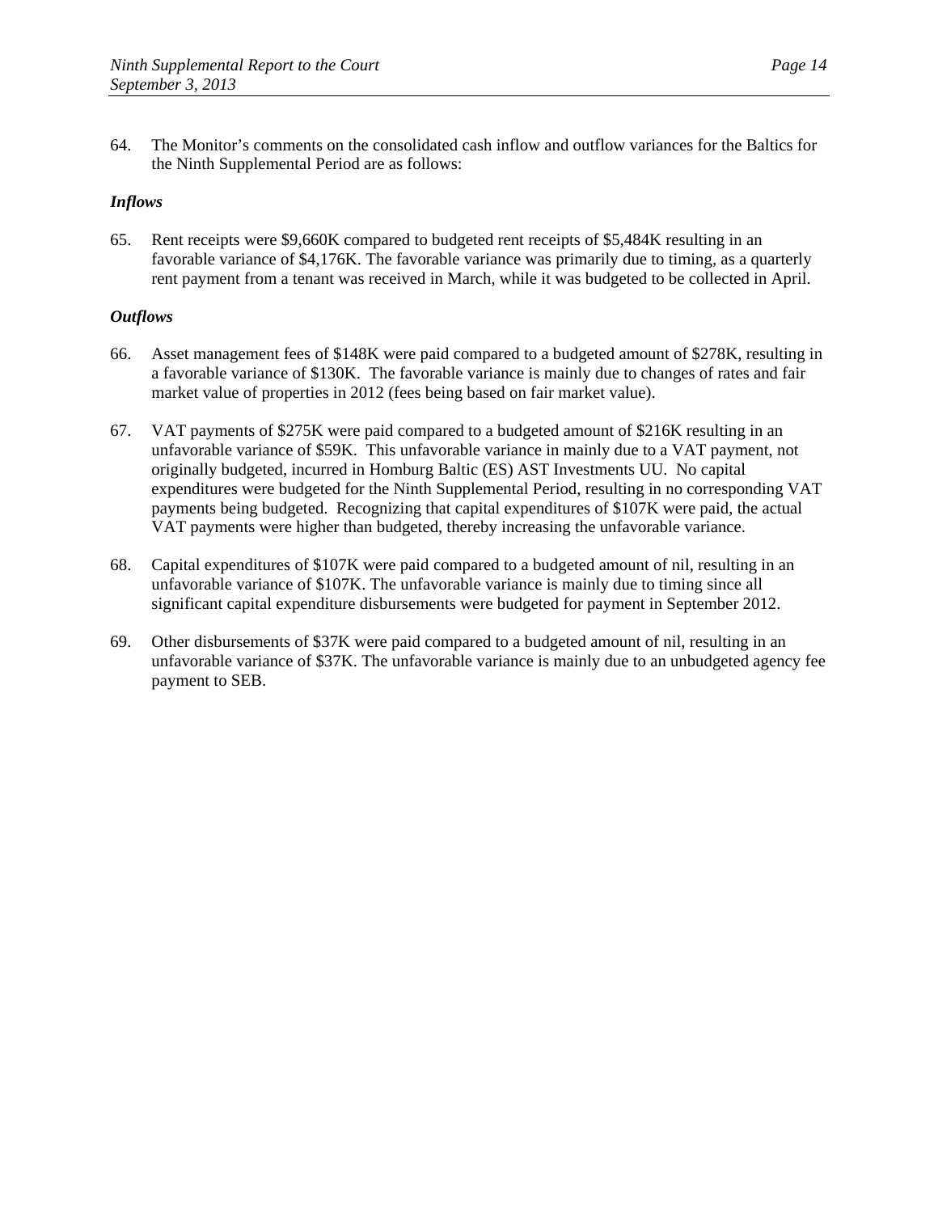64. The Monitor's comments on the consolidated cash inflow and outflow variances for the Baltics for the Ninth Supplemental Period are as follows:

*Inflows*

65. Rent receipts were $9,660K compared to budgeted rent receipts of $5,484K resulting in an favorable variance of $4,176K. The favorable variance was primarily due to timing, as a quarterly rent payment from a tenant was received in March, while it was budgeted to be collected in April.

*Outflows*

66. Asset management fees of $148K were paid compared to a budgeted amount of $278K, resulting in a favorable variance of $130K. The favorable variance is mainly due to changes of rates and fair market value of properties in 2012 (fees being based on fair market value).

67. VAT payments of $275K were paid compared to a budgeted amount of $216K resulting in an unfavorable variance of $59K. This unfavorable variance in mainly due to a VAT payment, not originally budgeted, incurred in Homburg Baltic (ES) AST Investments UU. No capital expenditures were budgeted for the Ninth Supplemental Period, resulting in no corresponding VAT payments being budgeted. Recognizing that capital expenditures of $107K were paid, the actual VAT payments were higher than budgeted, thereby increasing the unfavorable variance.

68. Capital expenditures of $107K were paid compared to a budgeted amount of nil, resulting in an unfavorable variance of $107K. The unfavorable variance is mainly due to timing since all significant capital expenditure disbursements were budgeted for payment in September 2012.

69. Other disbursements of $37K were paid compared to a budgeted amount of nil, resulting in an unfavorable variance of $37K. The unfavorable variance is mainly due to an unbudgeted agency fee payment to SEB.